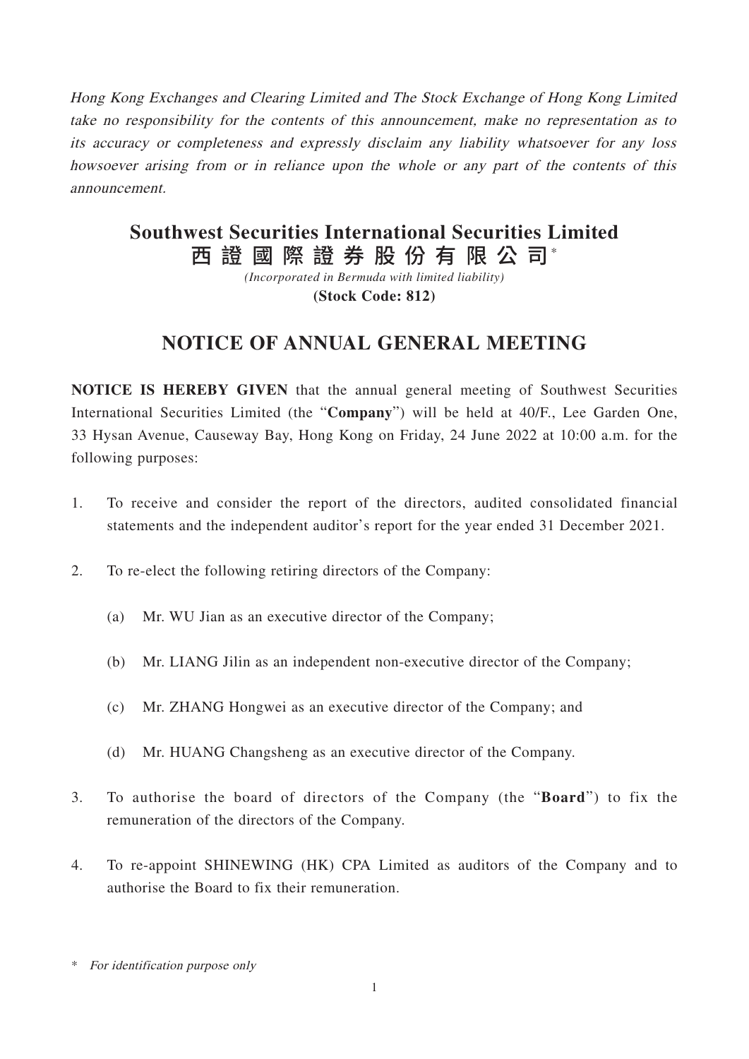*Hong Kong Exchanges and Clearing Limited and The Stock Exchange of Hong Kong Limited take no responsibility for the contents of this announcement, make no representation as to its accuracy or completeness and expressly disclaim any liability whatsoever for any loss howsoever arising from or in reliance upon the whole or any part of the contents of this announcement.*

# Southwest Securities International Securities Limited
# 西證國際證券股份有限公司*

*(Incorporated in Bermuda with limited liability)*

**(Stock Code: 812)**

## NOTICE OF ANNUAL GENERAL MEETING

**NOTICE IS HEREBY GIVEN** that the annual general meeting of Southwest Securities International Securities Limited (the "**Company**") will be held at 40/F., Lee Garden One, 33 Hysan Avenue, Causeway Bay, Hong Kong on Friday, 24 June 2022 at 10:00 a.m. for the following purposes:

1. To receive and consider the report of the directors, audited consolidated financial statements and the independent auditor's report for the year ended 31 December 2021.

2. To re-elect the following retiring directors of the Company:

   (a) Mr. WU Jian as an executive director of the Company;

   (b) Mr. LIANG Jilin as an independent non-executive director of the Company;

   (c) Mr. ZHANG Hongwei as an executive director of the Company; and

   (d) Mr. HUANG Changsheng as an executive director of the Company.

3. To authorise the board of directors of the Company (the "**Board**") to fix the remuneration of the directors of the Company.

4. To re-appoint SHINEWING (HK) CPA Limited as auditors of the Company and to authorise the Board to fix their remuneration.

\* *For identification purpose only*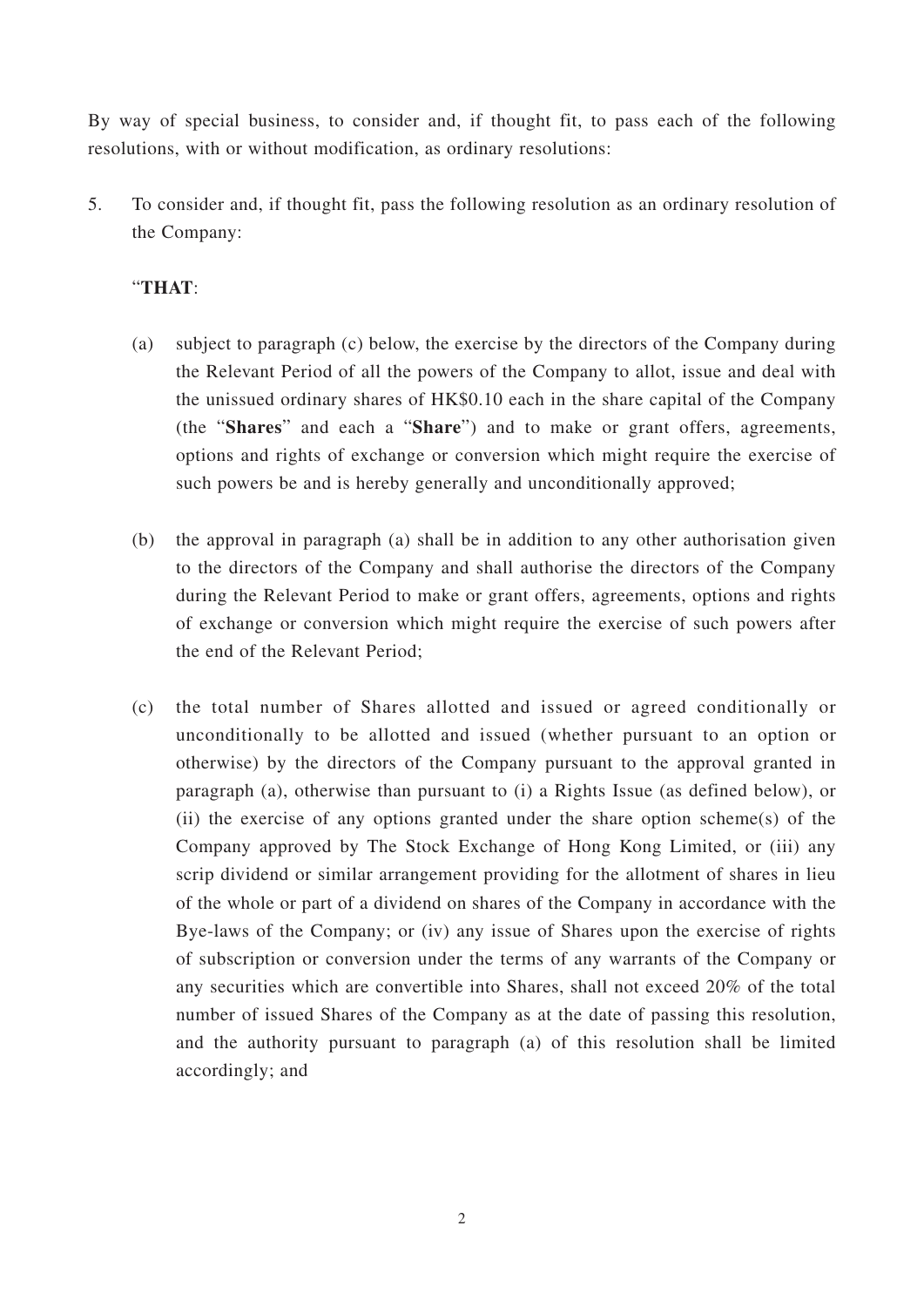By way of special business, to consider and, if thought fit, to pass each of the following resolutions, with or without modification, as ordinary resolutions:

5. To consider and, if thought fit, pass the following resolution as an ordinary resolution of the Company:

   "**THAT**:

   (a) subject to paragraph (c) below, the exercise by the directors of the Company during the Relevant Period of all the powers of the Company to allot, issue and deal with the unissued ordinary shares of HK$0.10 each in the share capital of the Company (the "**Shares**" and each a "**Share**") and to make or grant offers, agreements, options and rights of exchange or conversion which might require the exercise of such powers be and is hereby generally and unconditionally approved;

   (b) the approval in paragraph (a) shall be in addition to any other authorisation given to the directors of the Company and shall authorise the directors of the Company during the Relevant Period to make or grant offers, agreements, options and rights of exchange or conversion which might require the exercise of such powers after the end of the Relevant Period;

   (c) the total number of Shares allotted and issued or agreed conditionally or unconditionally to be allotted and issued (whether pursuant to an option or otherwise) by the directors of the Company pursuant to the approval granted in paragraph (a), otherwise than pursuant to (i) a Rights Issue (as defined below), or (ii) the exercise of any options granted under the share option scheme(s) of the Company approved by The Stock Exchange of Hong Kong Limited, or (iii) any scrip dividend or similar arrangement providing for the allotment of shares in lieu of the whole or part of a dividend on shares of the Company in accordance with the Bye-laws of the Company; or (iv) any issue of Shares upon the exercise of rights of subscription or conversion under the terms of any warrants of the Company or any securities which are convertible into Shares, shall not exceed 20% of the total number of issued Shares of the Company as at the date of passing this resolution, and the authority pursuant to paragraph (a) of this resolution shall be limited accordingly; and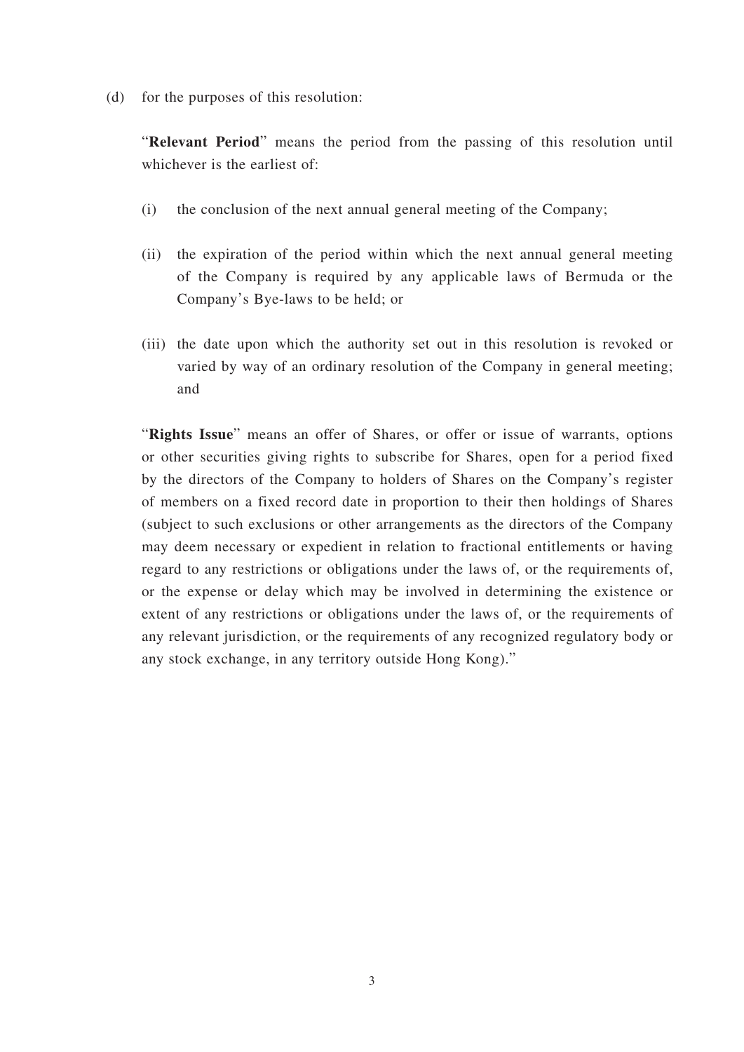(d) for the purposes of this resolution:

"**Relevant Period**" means the period from the passing of this resolution until whichever is the earliest of:

(i) the conclusion of the next annual general meeting of the Company;

(ii) the expiration of the period within which the next annual general meeting of the Company is required by any applicable laws of Bermuda or the Company's Bye-laws to be held; or

(iii) the date upon which the authority set out in this resolution is revoked or varied by way of an ordinary resolution of the Company in general meeting; and

"**Rights Issue**" means an offer of Shares, or offer or issue of warrants, options or other securities giving rights to subscribe for Shares, open for a period fixed by the directors of the Company to holders of Shares on the Company's register of members on a fixed record date in proportion to their then holdings of Shares (subject to such exclusions or other arrangements as the directors of the Company may deem necessary or expedient in relation to fractional entitlements or having regard to any restrictions or obligations under the laws of, or the requirements of, or the expense or delay which may be involved in determining the existence or extent of any restrictions or obligations under the laws of, or the requirements of any relevant jurisdiction, or the requirements of any recognized regulatory body or any stock exchange, in any territory outside Hong Kong)."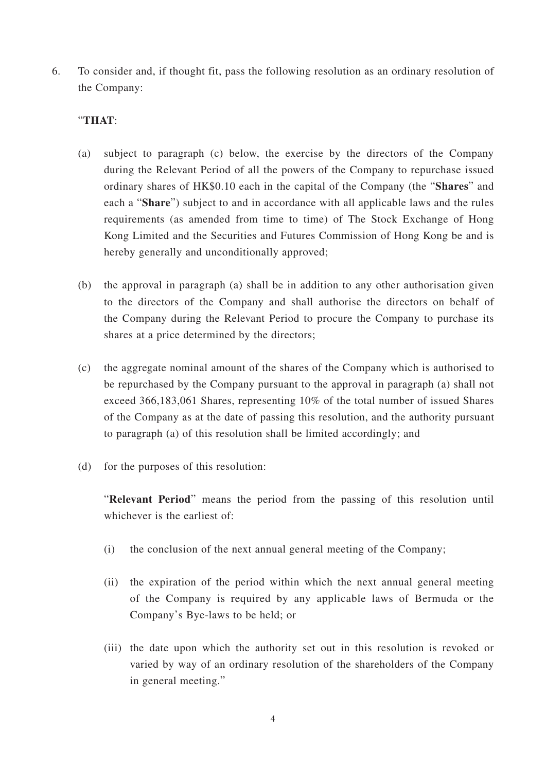6. To consider and, if thought fit, pass the following resolution as an ordinary resolution of the Company:

   "**THAT**:

   (a) subject to paragraph (c) below, the exercise by the directors of the Company during the Relevant Period of all the powers of the Company to repurchase issued ordinary shares of HK$0.10 each in the capital of the Company (the "**Shares**" and each a "**Share**") subject to and in accordance with all applicable laws and the rules requirements (as amended from time to time) of The Stock Exchange of Hong Kong Limited and the Securities and Futures Commission of Hong Kong be and is hereby generally and unconditionally approved;

   (b) the approval in paragraph (a) shall be in addition to any other authorisation given to the directors of the Company and shall authorise the directors on behalf of the Company during the Relevant Period to procure the Company to purchase its shares at a price determined by the directors;

   (c) the aggregate nominal amount of the shares of the Company which is authorised to be repurchased by the Company pursuant to the approval in paragraph (a) shall not exceed 366,183,061 Shares, representing 10% of the total number of issued Shares of the Company as at the date of passing this resolution, and the authority pursuant to paragraph (a) of this resolution shall be limited accordingly; and

   (d) for the purposes of this resolution:

   "**Relevant Period**" means the period from the passing of this resolution until whichever is the earliest of:

   (i) the conclusion of the next annual general meeting of the Company;

   (ii) the expiration of the period within which the next annual general meeting of the Company is required by any applicable laws of Bermuda or the Company's Bye-laws to be held; or

   (iii) the date upon which the authority set out in this resolution is revoked or varied by way of an ordinary resolution of the shareholders of the Company in general meeting."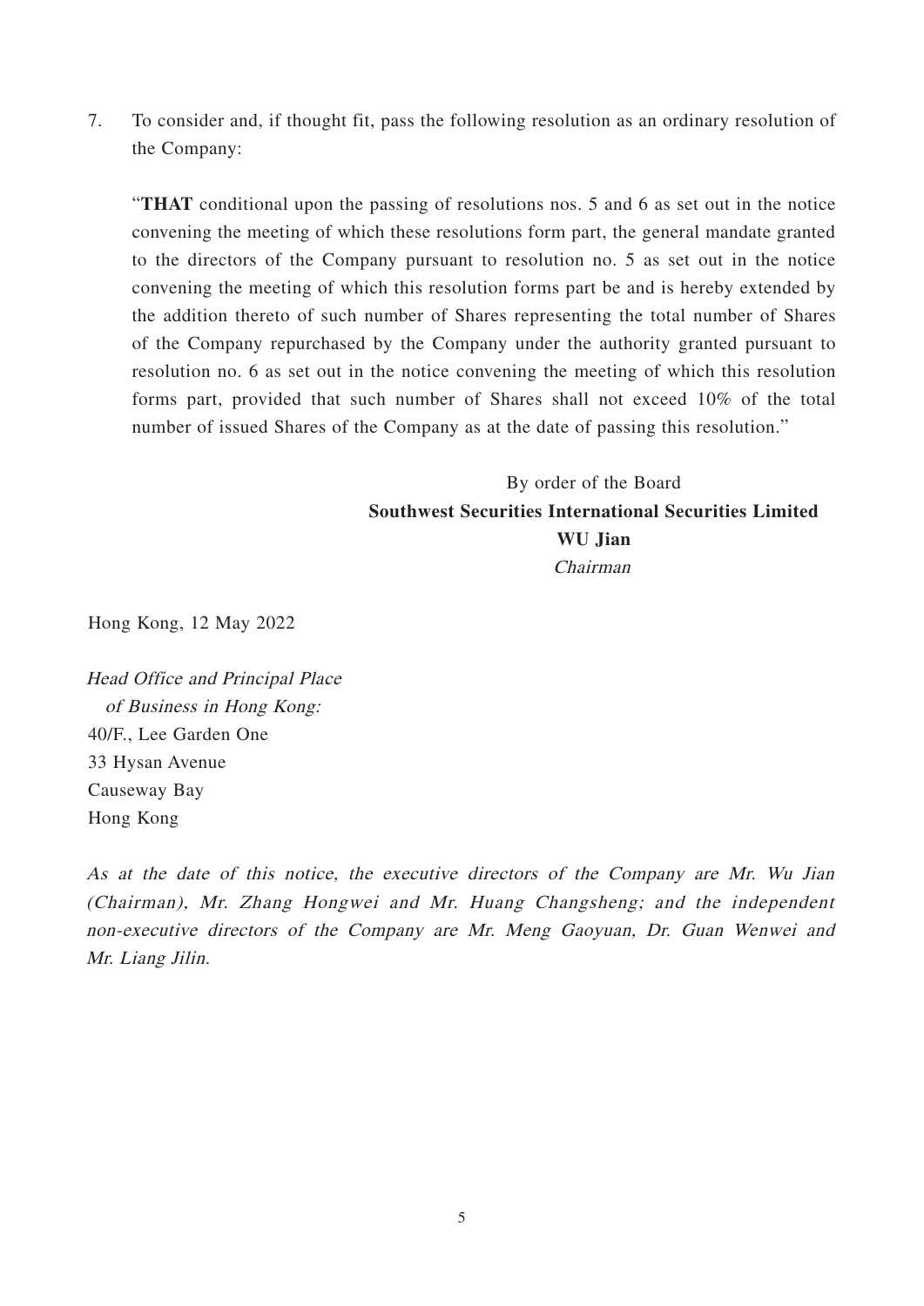7. To consider and, if thought fit, pass the following resolution as an ordinary resolution of the Company:

 "**THAT** conditional upon the passing of resolutions nos. 5 and 6 as set out in the notice convening the meeting of which these resolutions form part, the general mandate granted to the directors of the Company pursuant to resolution no. 5 as set out in the notice convening the meeting of which this resolution forms part be and is hereby extended by the addition thereto of such number of Shares representing the total number of Shares of the Company repurchased by the Company under the authority granted pursuant to resolution no. 6 as set out in the notice convening the meeting of which this resolution forms part, provided that such number of Shares shall not exceed 10% of the total number of issued Shares of the Company as at the date of passing this resolution."

By order of the Board
**Southwest Securities International Securities Limited**
**WU Jian**
*Chairman*

Hong Kong, 12 May 2022

*Head Office and Principal Place of Business in Hong Kong:*
40/F., Lee Garden One
33 Hysan Avenue
Causeway Bay
Hong Kong

*As at the date of this notice, the executive directors of the Company are Mr. Wu Jian (Chairman), Mr. Zhang Hongwei and Mr. Huang Changsheng; and the independent non-executive directors of the Company are Mr. Meng Gaoyuan, Dr. Guan Wenwei and Mr. Liang Jilin.*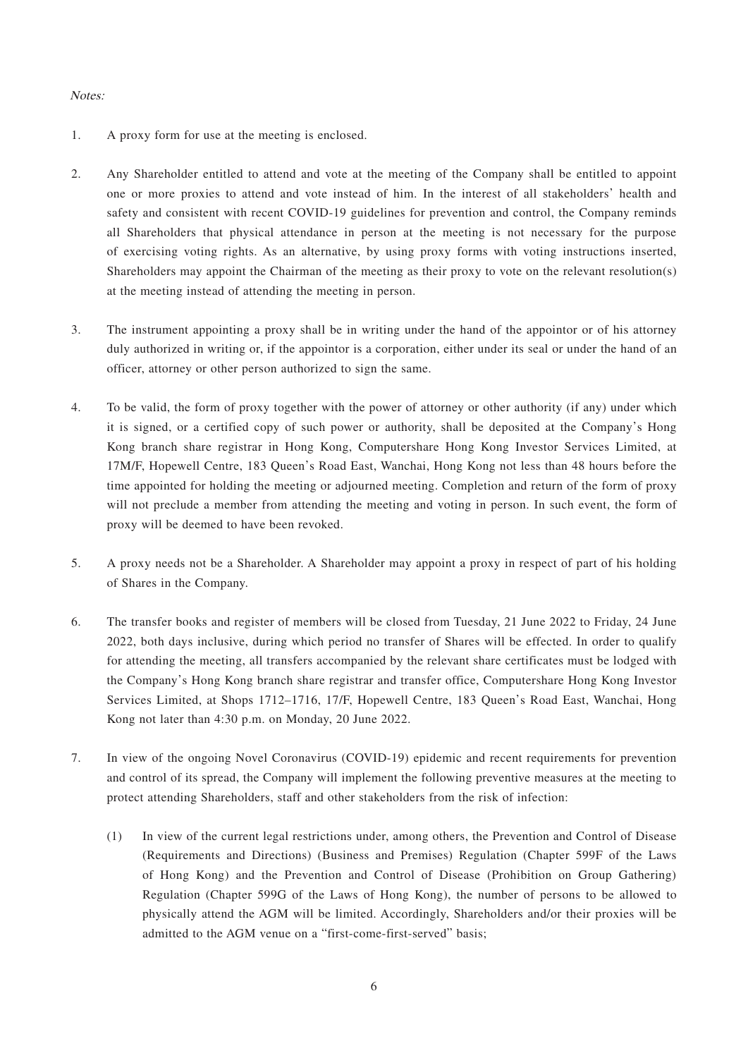*Notes:*

1. A proxy form for use at the meeting is enclosed.

2. Any Shareholder entitled to attend and vote at the meeting of the Company shall be entitled to appoint one or more proxies to attend and vote instead of him. In the interest of all stakeholders' health and safety and consistent with recent COVID-19 guidelines for prevention and control, the Company reminds all Shareholders that physical attendance in person at the meeting is not necessary for the purpose of exercising voting rights. As an alternative, by using proxy forms with voting instructions inserted, Shareholders may appoint the Chairman of the meeting as their proxy to vote on the relevant resolution(s) at the meeting instead of attending the meeting in person.

3. The instrument appointing a proxy shall be in writing under the hand of the appointor or of his attorney duly authorized in writing or, if the appointor is a corporation, either under its seal or under the hand of an officer, attorney or other person authorized to sign the same.

4. To be valid, the form of proxy together with the power of attorney or other authority (if any) under which it is signed, or a certified copy of such power or authority, shall be deposited at the Company's Hong Kong branch share registrar in Hong Kong, Computershare Hong Kong Investor Services Limited, at 17M/F, Hopewell Centre, 183 Queen's Road East, Wanchai, Hong Kong not less than 48 hours before the time appointed for holding the meeting or adjourned meeting. Completion and return of the form of proxy will not preclude a member from attending the meeting and voting in person. In such event, the form of proxy will be deemed to have been revoked.

5. A proxy needs not be a Shareholder. A Shareholder may appoint a proxy in respect of part of his holding of Shares in the Company.

6. The transfer books and register of members will be closed from Tuesday, 21 June 2022 to Friday, 24 June 2022, both days inclusive, during which period no transfer of Shares will be effected. In order to qualify for attending the meeting, all transfers accompanied by the relevant share certificates must be lodged with the Company's Hong Kong branch share registrar and transfer office, Computershare Hong Kong Investor Services Limited, at Shops 1712–1716, 17/F, Hopewell Centre, 183 Queen's Road East, Wanchai, Hong Kong not later than 4:30 p.m. on Monday, 20 June 2022.

7. In view of the ongoing Novel Coronavirus (COVID-19) epidemic and recent requirements for prevention and control of its spread, the Company will implement the following preventive measures at the meeting to protect attending Shareholders, staff and other stakeholders from the risk of infection:

   (1) In view of the current legal restrictions under, among others, the Prevention and Control of Disease (Requirements and Directions) (Business and Premises) Regulation (Chapter 599F of the Laws of Hong Kong) and the Prevention and Control of Disease (Prohibition on Group Gathering) Regulation (Chapter 599G of the Laws of Hong Kong), the number of persons to be allowed to physically attend the AGM will be limited. Accordingly, Shareholders and/or their proxies will be admitted to the AGM venue on a "first-come-first-served" basis;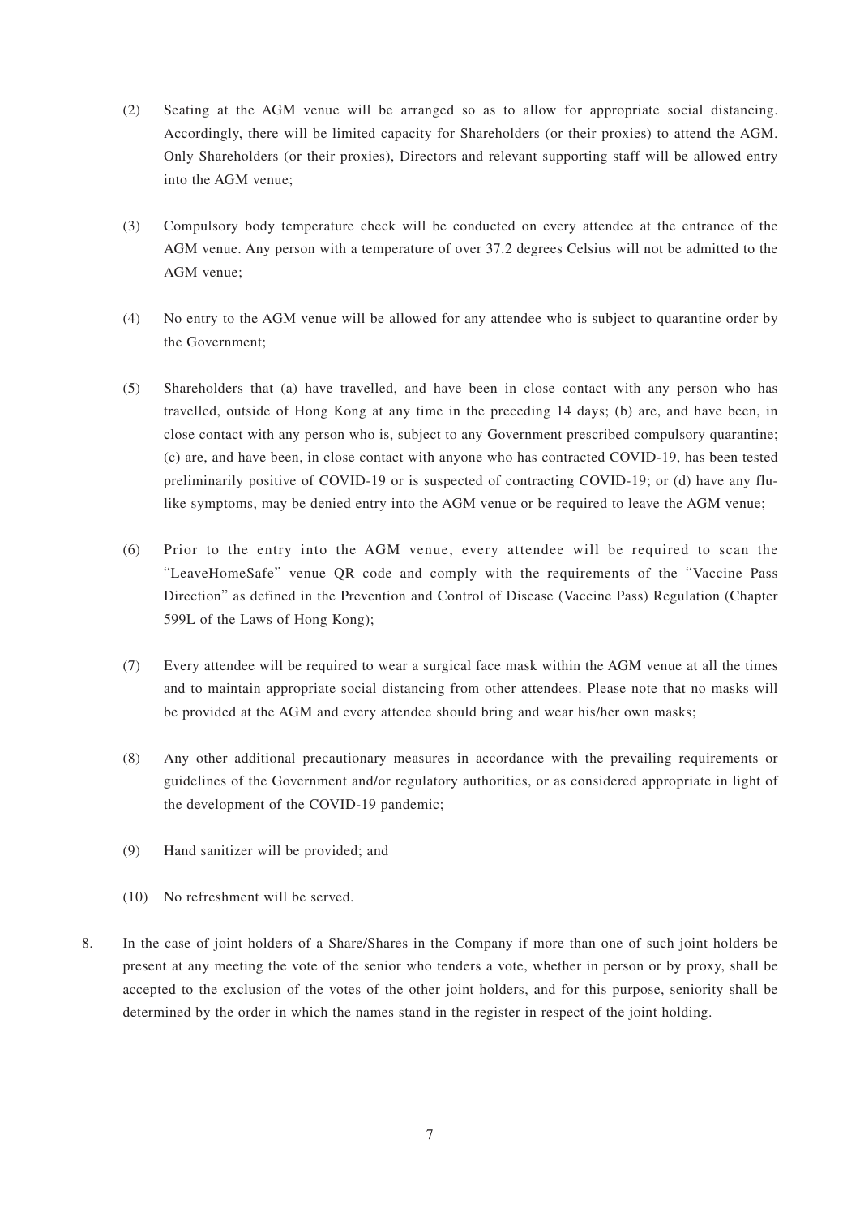(2) Seating at the AGM venue will be arranged so as to allow for appropriate social distancing. Accordingly, there will be limited capacity for Shareholders (or their proxies) to attend the AGM. Only Shareholders (or their proxies), Directors and relevant supporting staff will be allowed entry into the AGM venue;

(3) Compulsory body temperature check will be conducted on every attendee at the entrance of the AGM venue. Any person with a temperature of over 37.2 degrees Celsius will not be admitted to the AGM venue;

(4) No entry to the AGM venue will be allowed for any attendee who is subject to quarantine order by the Government;

(5) Shareholders that (a) have travelled, and have been in close contact with any person who has travelled, outside of Hong Kong at any time in the preceding 14 days; (b) are, and have been, in close contact with any person who is, subject to any Government prescribed compulsory quarantine; (c) are, and have been, in close contact with anyone who has contracted COVID-19, has been tested preliminarily positive of COVID-19 or is suspected of contracting COVID-19; or (d) have any flu-like symptoms, may be denied entry into the AGM venue or be required to leave the AGM venue;

(6) Prior to the entry into the AGM venue, every attendee will be required to scan the "LeaveHomeSafe" venue QR code and comply with the requirements of the "Vaccine Pass Direction" as defined in the Prevention and Control of Disease (Vaccine Pass) Regulation (Chapter 599L of the Laws of Hong Kong);

(7) Every attendee will be required to wear a surgical face mask within the AGM venue at all the times and to maintain appropriate social distancing from other attendees. Please note that no masks will be provided at the AGM and every attendee should bring and wear his/her own masks;

(8) Any other additional precautionary measures in accordance with the prevailing requirements or guidelines of the Government and/or regulatory authorities, or as considered appropriate in light of the development of the COVID-19 pandemic;

(9) Hand sanitizer will be provided; and

(10) No refreshment will be served.

8. In the case of joint holders of a Share/Shares in the Company if more than one of such joint holders be present at any meeting the vote of the senior who tenders a vote, whether in person or by proxy, shall be accepted to the exclusion of the votes of the other joint holders, and for this purpose, seniority shall be determined by the order in which the names stand in the register in respect of the joint holding.